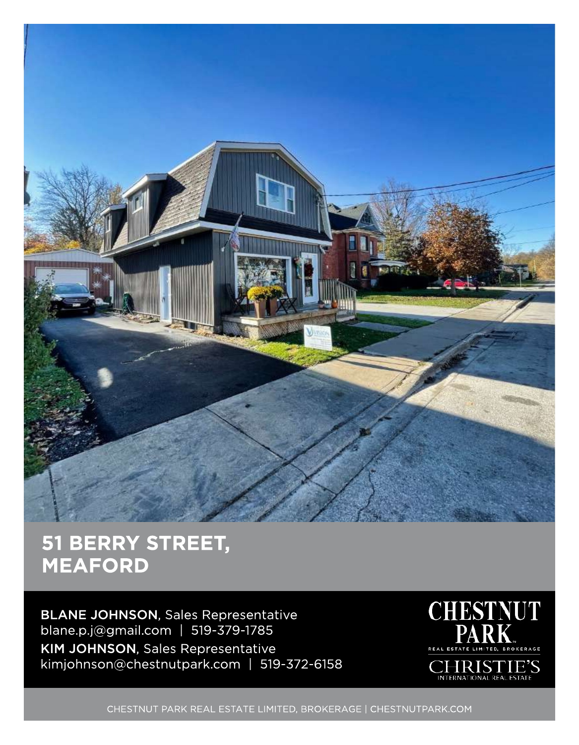# 51 BERRY STREET, MEAFORD

**BLANE JOHNSON**, Sales Representative
blane.p.j@gmail.com | 519-379-1785

**KIM JOHNSON**, Sales Representative
kimjohnson@chestnutpark.com | 519-372-6158

CHESTNUT PARK
REAL ESTATE LIMITED, BROKERAGE
CHRISTIE'S
INTERNATIONAL REAL ESTATE

CHESTNUT PARK REAL ESTATE LIMITED, BROKERAGE | CHESTNUTPARK.COM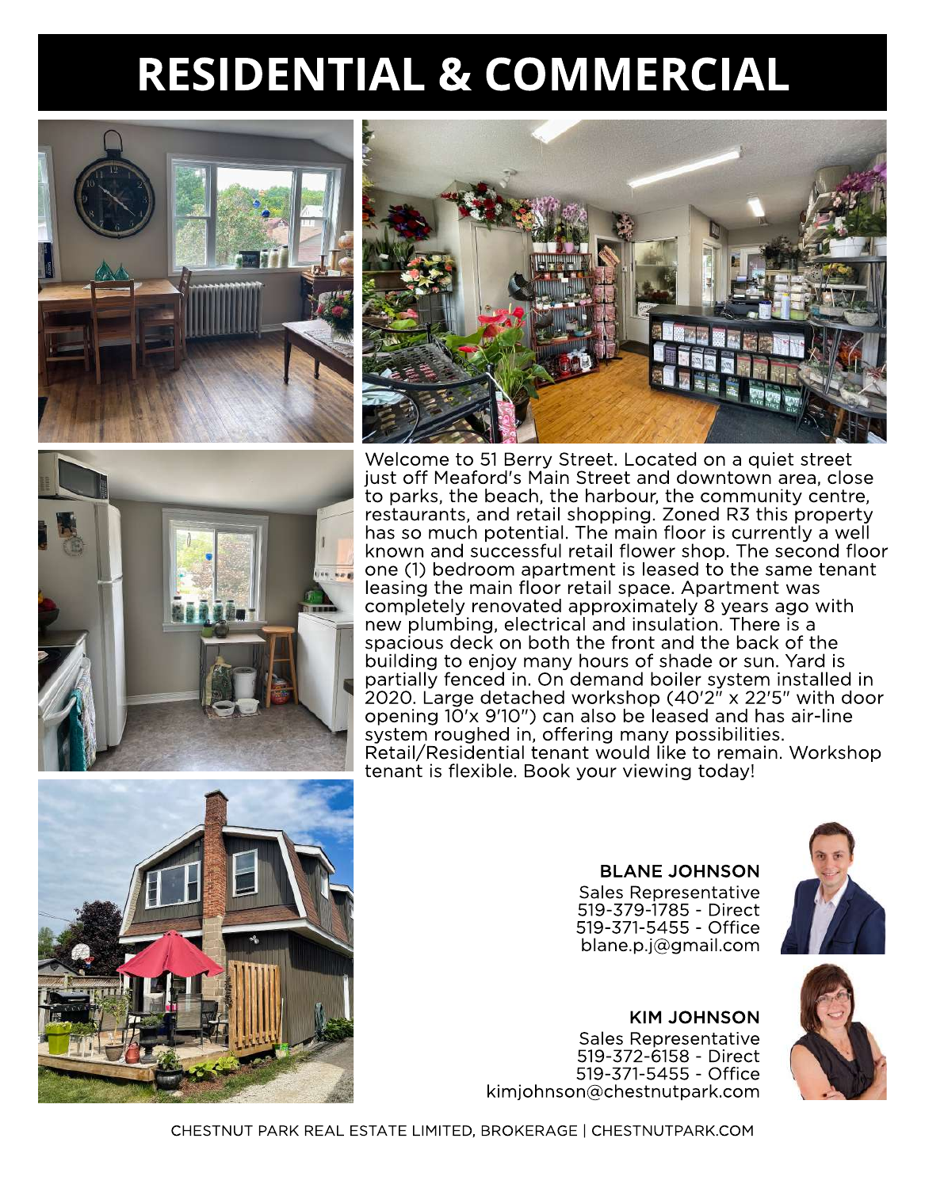# RESIDENTIAL & COMMERCIAL

Welcome to 51 Berry Street. Located on a quiet street just off Meaford's Main Street and downtown area, close to parks, the beach, the harbour, the community centre, restaurants, and retail shopping. Zoned R3 this property has so much potential. The main floor is currently a well known and successful retail flower shop. The second floor one (1) bedroom apartment is leased to the same tenant leasing the main floor retail space. Apartment was completely renovated approximately 8 years ago with new plumbing, electrical and insulation. There is a spacious deck on both the front and the back of the building to enjoy many hours of shade or sun. Yard is partially fenced in. On demand boiler system installed in 2020. Large detached workshop (40'2" x 22'5" with door opening 10'x 9'10") can also be leased and has air-line system roughed in, offering many possibilities. Retail/Residential tenant would like to remain. Workshop tenant is flexible. Book your viewing today!

**BLANE JOHNSON**
Sales Representative
519-379-1785 - Direct
519-371-5455 - Office
blane.p.j@gmail.com

**KIM JOHNSON**
Sales Representative
519-372-6158 - Direct
519-371-5455 - Office
kimjohnson@chestnutpark.com

CHESTNUT PARK REAL ESTATE LIMITED, BROKERAGE | CHESTNUTPARK.COM